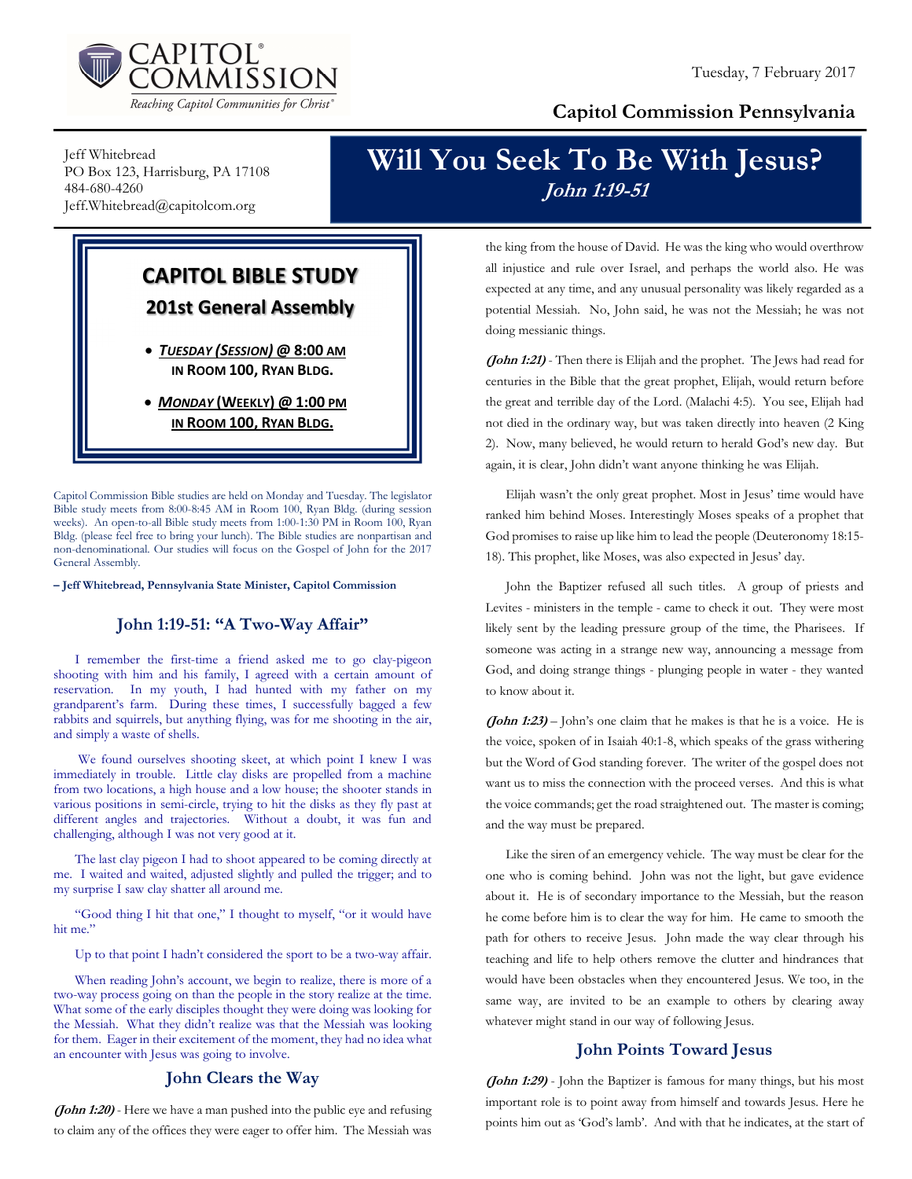CAPITOL COMMISSION
*Reaching Capitol Communities for Christ*

Tuesday, 7 February 2017

**Capitol Commission Pennsylvania**

Jeff Whitebread
PO Box 123, Harrisburg, PA 17108
484-680-4260
Jeff.Whitebread@capitolcom.org

# Will You Seek To Be With Jesus?

***John 1:19-51***

## CAPITOL BIBLE STUDY

### 201st General Assembly

- ***TUESDAY (SESSION)* @ 8:00 AM IN ROOM 100, RYAN BLDG.**
- ***MONDAY* (WEEKLY) @ 1:00 PM IN ROOM 100, RYAN BLDG.**

Capitol Commission Bible studies are held on Monday and Tuesday. The legislator Bible study meets from 8:00-8:45 AM in Room 100, Ryan Bldg. (during session weeks). An open-to-all Bible study meets from 1:00-1:30 PM in Room 100, Ryan Bldg. (please feel free to bring your lunch). The Bible studies are nonpartisan and non-denominational. Our studies will focus on the Gospel of John for the 2017 General Assembly.

**– Jeff Whitebread, Pennsylvania State Minister, Capitol Commission**

## John 1:19-51: "A Two-Way Affair"

I remember the first-time a friend asked me to go clay-pigeon shooting with him and his family, I agreed with a certain amount of reservation. In my youth, I had hunted with my father on my grandparent's farm. During these times, I successfully bagged a few rabbits and squirrels, but anything flying, was for me shooting in the air, and simply a waste of shells.

We found ourselves shooting skeet, at which point I knew I was immediately in trouble. Little clay disks are propelled from a machine from two locations, a high house and a low house; the shooter stands in various positions in semi-circle, trying to hit the disks as they fly past at different angles and trajectories. Without a doubt, it was fun and challenging, although I was not very good at it.

The last clay pigeon I had to shoot appeared to be coming directly at me. I waited and waited, adjusted slightly and pulled the trigger; and to my surprise I saw clay shatter all around me.

"Good thing I hit that one," I thought to myself, "or it would have hit me."

Up to that point I hadn't considered the sport to be a two-way affair.

When reading John's account, we begin to realize, there is more of a two-way process going on than the people in the story realize at the time. What some of the early disciples thought they were doing was looking for the Messiah. What they didn't realize was that the Messiah was looking for them. Eager in their excitement of the moment, they had no idea what an encounter with Jesus was going to involve.

## John Clears the Way

***(John 1:20)*** - Here we have a man pushed into the public eye and refusing to claim any of the offices they were eager to offer him. The Messiah was the king from the house of David. He was the king who would overthrow all injustice and rule over Israel, and perhaps the world also. He was expected at any time, and any unusual personality was likely regarded as a potential Messiah. No, John said, he was not the Messiah; he was not doing messianic things.

***(John 1:21)*** - Then there is Elijah and the prophet. The Jews had read for centuries in the Bible that the great prophet, Elijah, would return before the great and terrible day of the Lord. (Malachi 4:5). You see, Elijah had not died in the ordinary way, but was taken directly into heaven (2 King 2). Now, many believed, he would return to herald God's new day. But again, it is clear, John didn't want anyone thinking he was Elijah.

Elijah wasn't the only great prophet. Most in Jesus' time would have ranked him behind Moses. Interestingly Moses speaks of a prophet that God promises to raise up like him to lead the people (Deuteronomy 18:15-18). This prophet, like Moses, was also expected in Jesus' day.

John the Baptizer refused all such titles. A group of priests and Levites - ministers in the temple - came to check it out. They were most likely sent by the leading pressure group of the time, the Pharisees. If someone was acting in a strange new way, announcing a message from God, and doing strange things - plunging people in water - they wanted to know about it.

***(John 1:23)*** – John's one claim that he makes is that he is a voice. He is the voice, spoken of in Isaiah 40:1-8, which speaks of the grass withering but the Word of God standing forever. The writer of the gospel does not want us to miss the connection with the proceed verses. And this is what the voice commands; get the road straightened out. The master is coming; and the way must be prepared.

Like the siren of an emergency vehicle. The way must be clear for the one who is coming behind. John was not the light, but gave evidence about it. He is of secondary importance to the Messiah, but the reason he come before him is to clear the way for him. He came to smooth the path for others to receive Jesus. John made the way clear through his teaching and life to help others remove the clutter and hindrances that would have been obstacles when they encountered Jesus. We too, in the same way, are invited to be an example to others by clearing away whatever might stand in our way of following Jesus.

## John Points Toward Jesus

***(John 1:29)*** - John the Baptizer is famous for many things, but his most important role is to point away from himself and towards Jesus. Here he points him out as 'God's lamb'. And with that he indicates, at the start of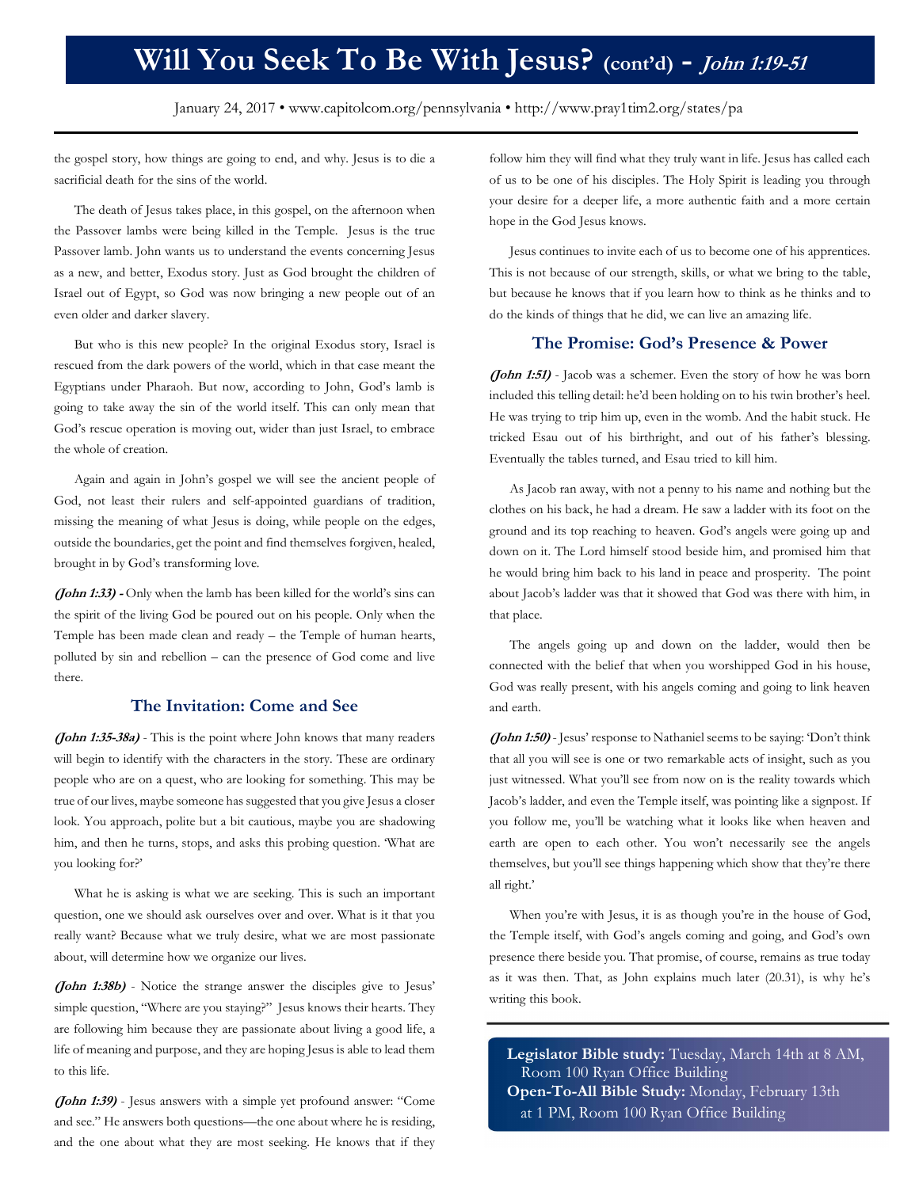# Will You Seek To Be With Jesus? (cont'd) - *John 1:19-51*

January 24, 2017 • www.capitolcom.org/pennsylvania • http://www.pray1tim2.org/states/pa

the gospel story, how things are going to end, and why. Jesus is to die a sacrificial death for the sins of the world.

The death of Jesus takes place, in this gospel, on the afternoon when the Passover lambs were being killed in the Temple. Jesus is the true Passover lamb. John wants us to understand the events concerning Jesus as a new, and better, Exodus story. Just as God brought the children of Israel out of Egypt, so God was now bringing a new people out of an even older and darker slavery.

But who is this new people? In the original Exodus story, Israel is rescued from the dark powers of the world, which in that case meant the Egyptians under Pharaoh. But now, according to John, God's lamb is going to take away the sin of the world itself. This can only mean that God's rescue operation is moving out, wider than just Israel, to embrace the whole of creation.

Again and again in John's gospel we will see the ancient people of God, not least their rulers and self-appointed guardians of tradition, missing the meaning of what Jesus is doing, while people on the edges, outside the boundaries, get the point and find themselves forgiven, healed, brought in by God's transforming love.

***(John 1:33) -*** Only when the lamb has been killed for the world's sins can the spirit of the living God be poured out on his people. Only when the Temple has been made clean and ready – the Temple of human hearts, polluted by sin and rebellion – can the presence of God come and live there.

## The Invitation: Come and See

***(John 1:35-38a)*** - This is the point where John knows that many readers will begin to identify with the characters in the story. These are ordinary people who are on a quest, who are looking for something. This may be true of our lives, maybe someone has suggested that you give Jesus a closer look. You approach, polite but a bit cautious, maybe you are shadowing him, and then he turns, stops, and asks this probing question. 'What are you looking for?'

What he is asking is what we are seeking. This is such an important question, one we should ask ourselves over and over. What is it that you really want? Because what we truly desire, what we are most passionate about, will determine how we organize our lives.

***(John 1:38b)*** - Notice the strange answer the disciples give to Jesus' simple question, "Where are you staying?" Jesus knows their hearts. They are following him because they are passionate about living a good life, a life of meaning and purpose, and they are hoping Jesus is able to lead them to this life.

***(John 1:39)*** - Jesus answers with a simple yet profound answer: "Come and see." He answers both questions—the one about where he is residing, and the one about what they are most seeking. He knows that if they follow him they will find what they truly want in life. Jesus has called each of us to be one of his disciples. The Holy Spirit is leading you through your desire for a deeper life, a more authentic faith and a more certain hope in the God Jesus knows.

Jesus continues to invite each of us to become one of his apprentices. This is not because of our strength, skills, or what we bring to the table, but because he knows that if you learn how to think as he thinks and to do the kinds of things that he did, we can live an amazing life.

## The Promise: God's Presence & Power

***(John 1:51)*** - Jacob was a schemer. Even the story of how he was born included this telling detail: he'd been holding on to his twin brother's heel. He was trying to trip him up, even in the womb. And the habit stuck. He tricked Esau out of his birthright, and out of his father's blessing. Eventually the tables turned, and Esau tried to kill him.

As Jacob ran away, with not a penny to his name and nothing but the clothes on his back, he had a dream. He saw a ladder with its foot on the ground and its top reaching to heaven. God's angels were going up and down on it. The Lord himself stood beside him, and promised him that he would bring him back to his land in peace and prosperity. The point about Jacob's ladder was that it showed that God was there with him, in that place.

The angels going up and down on the ladder, would then be connected with the belief that when you worshipped God in his house, God was really present, with his angels coming and going to link heaven and earth.

***(John 1:50)*** - Jesus' response to Nathaniel seems to be saying: 'Don't think that all you will see is one or two remarkable acts of insight, such as you just witnessed. What you'll see from now on is the reality towards which Jacob's ladder, and even the Temple itself, was pointing like a signpost. If you follow me, you'll be watching what it looks like when heaven and earth are open to each other. You won't necessarily see the angels themselves, but you'll see things happening which show that they're there all right.'

When you're with Jesus, it is as though you're in the house of God, the Temple itself, with God's angels coming and going, and God's own presence there beside you. That promise, of course, remains as true today as it was then. That, as John explains much later (20.31), is why he's writing this book.

**Legislator Bible study:** Tuesday, March 14th at 8 AM, Room 100 Ryan Office Building
**Open-To-All Bible Study:** Monday, February 13th at 1 PM, Room 100 Ryan Office Building